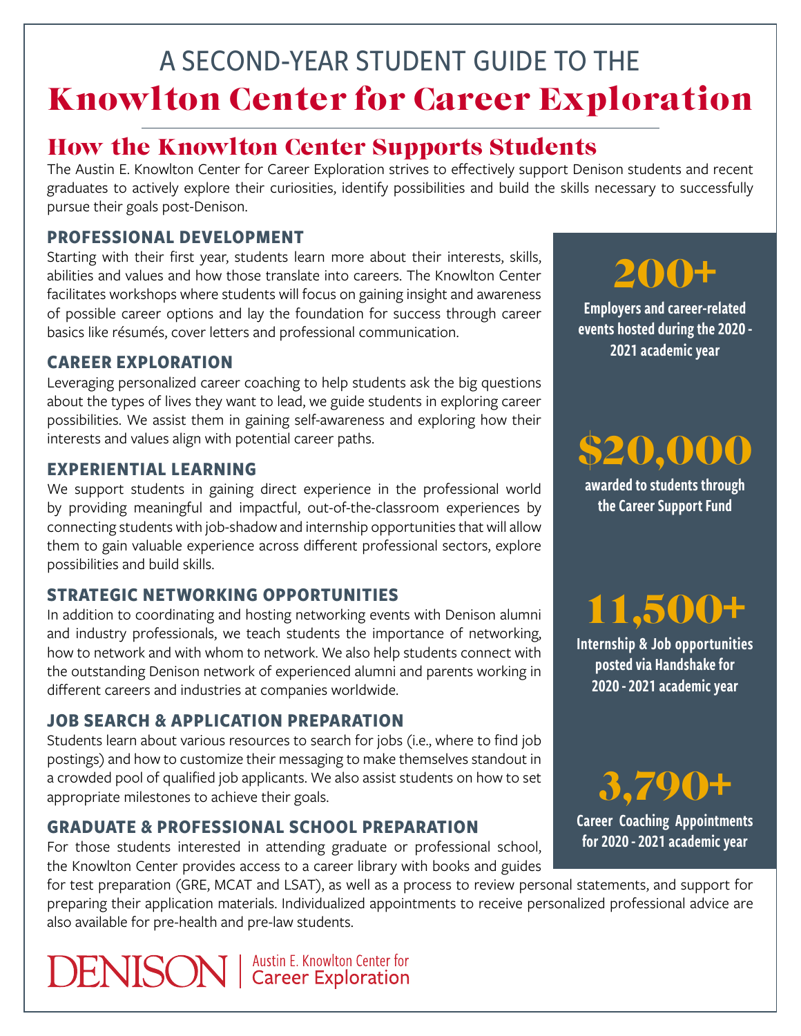# A SECOND-YEAR STUDENT GUIDE TO THE Knowlton Center for Career Exploration

## How the Knowlton Center Supports Students

The Austin E. Knowlton Center for Career Exploration strives to effectively support Denison students and recent graduates to actively explore their curiosities, identify possibilities and build the skills necessary to successfully pursue their goals post-Denison.

### PROFESSIONAL DEVELOPMENT

Starting with their first year, students learn more about their interests, skills, abilities and values and how those translate into careers. The Knowlton Center facilitates workshops where students will focus on gaining insight and awareness of possible career options and lay the foundation for success through career basics like résumés, cover letters and professional communication.

### CAREER EXPLORATION

Leveraging personalized career coaching to help students ask the big questions about the types of lives they want to lead, we guide students in exploring career possibilities. We assist them in gaining self-awareness and exploring how their interests and values align with potential career paths.

### EXPERIENTIAL LEARNING

We support students in gaining direct experience in the professional world by providing meaningful and impactful, out-of-the-classroom experiences by connecting students with job-shadow and internship opportunities that will allow them to gain valuable experience across different professional sectors, explore possibilities and build skills.

### STRATEGIC NETWORKING OPPORTUNITIES

In addition to coordinating and hosting networking events with Denison alumni and industry professionals, we teach students the importance of networking, how to network and with whom to network. We also help students connect with the outstanding Denison network of experienced alumni and parents working in different careers and industries at companies worldwide.

### JOB SEARCH & APPLICATION PREPARATION

Students learn about various resources to search for jobs (i.e., where to find job postings) and how to customize their messaging to make themselves standout in a crowded pool of qualified job applicants. We also assist students on how to set appropriate milestones to achieve their goals.

### GRADUATE & PROFESSIONAL SCHOOL PREPARATION

For those students interested in attending graduate or professional school, the Knowlton Center provides access to a career library with books and guides for test preparation (GRE, MCAT and LSAT), as well as a process to review personal statements, and support for preparing their application materials. Individualized appointments to receive personalized professional advice are also available for pre-health and pre-law students.

**200+**
Employers and career-related events hosted during the 2020 - 2021 academic year

**$20,000**
awarded to students through the Career Support Fund

**11,500+**
Internship & Job opportunities posted via Handshake for 2020 - 2021 academic year

**3,790+**
Career Coaching Appointments for 2020 - 2021 academic year

DENISON | Austin E. Knowlton Center for Career Exploration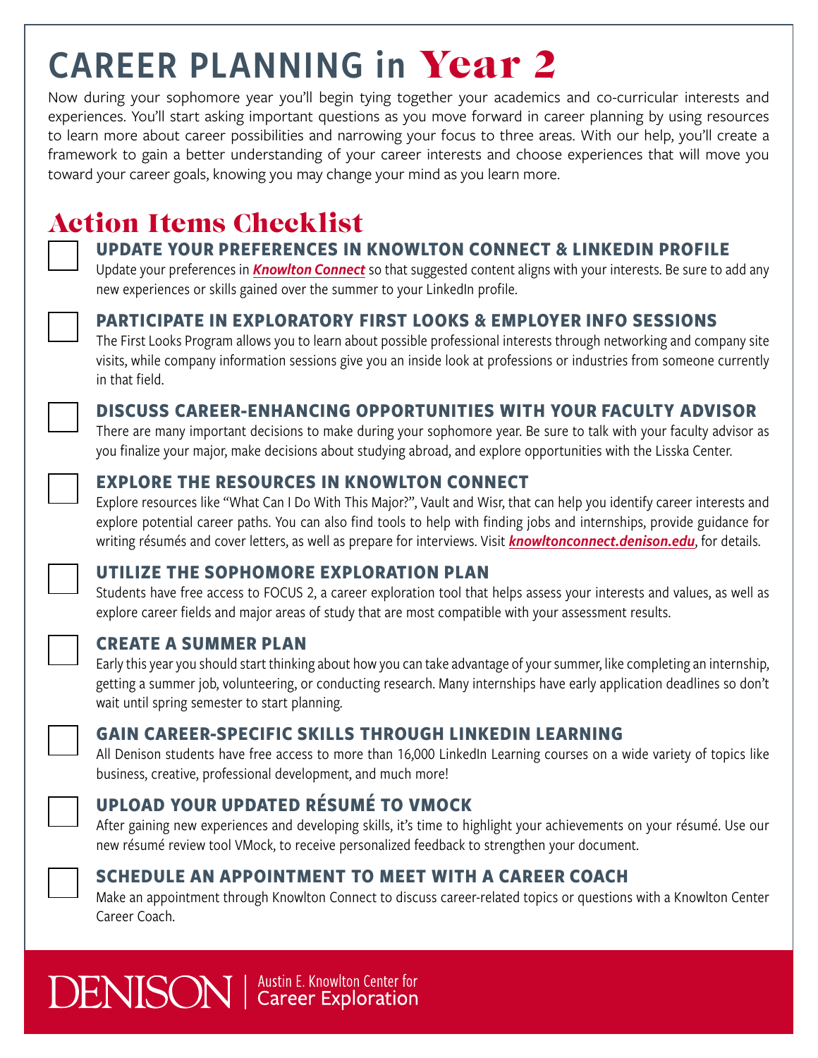# CAREER PLANNING in Year 2

Now during your sophomore year you'll begin tying together your academics and co-curricular interests and experiences. You'll start asking important questions as you move forward in career planning by using resources to learn more about career possibilities and narrowing your focus to three areas. With our help, you'll create a framework to gain a better understanding of your career interests and choose experiences that will move you toward your career goals, knowing you may change your mind as you learn more.

## Action Items Checklist

- [ ] **UPDATE YOUR PREFERENCES IN KNOWLTON CONNECT & LINKEDIN PROFILE**
  Update your preferences in ***Knowlton Connect*** so that suggested content aligns with your interests. Be sure to add any new experiences or skills gained over the summer to your LinkedIn profile.

- [ ] **PARTICIPATE IN EXPLORATORY FIRST LOOKS & EMPLOYER INFO SESSIONS**
  The First Looks Program allows you to learn about possible professional interests through networking and company site visits, while company information sessions give you an inside look at professions or industries from someone currently in that field.

- [ ] **DISCUSS CAREER-ENHANCING OPPORTUNITIES WITH YOUR FACULTY ADVISOR**
  There are many important decisions to make during your sophomore year. Be sure to talk with your faculty advisor as you finalize your major, make decisions about studying abroad, and explore opportunities with the Lisska Center.

- [ ] **EXPLORE THE RESOURCES IN KNOWLTON CONNECT**
  Explore resources like "What Can I Do With This Major?", Vault and Wisr, that can help you identify career interests and explore potential career paths. You can also find tools to help with finding jobs and internships, provide guidance for writing résumés and cover letters, as well as prepare for interviews. Visit ***knowltonconnect.denison.edu***, for details.

- [ ] **UTILIZE THE SOPHOMORE EXPLORATION PLAN**
  Students have free access to FOCUS 2, a career exploration tool that helps assess your interests and values, as well as explore career fields and major areas of study that are most compatible with your assessment results.

- [ ] **CREATE A SUMMER PLAN**
  Early this year you should start thinking about how you can take advantage of your summer, like completing an internship, getting a summer job, volunteering, or conducting research. Many internships have early application deadlines so don't wait until spring semester to start planning.

- [ ] **GAIN CAREER-SPECIFIC SKILLS THROUGH LINKEDIN LEARNING**
  All Denison students have free access to more than 16,000 LinkedIn Learning courses on a wide variety of topics like business, creative, professional development, and much more!

- [ ] **UPLOAD YOUR UPDATED RÉSUMÉ TO VMOCK**
  After gaining new experiences and developing skills, it's time to highlight your achievements on your résumé. Use our new résumé review tool VMock, to receive personalized feedback to strengthen your document.

- [ ] **SCHEDULE AN APPOINTMENT TO MEET WITH A CAREER COACH**
  Make an appointment through Knowlton Connect to discuss career-related topics or questions with a Knowlton Center Career Coach.

DENISON | Austin E. Knowlton Center for Career Exploration